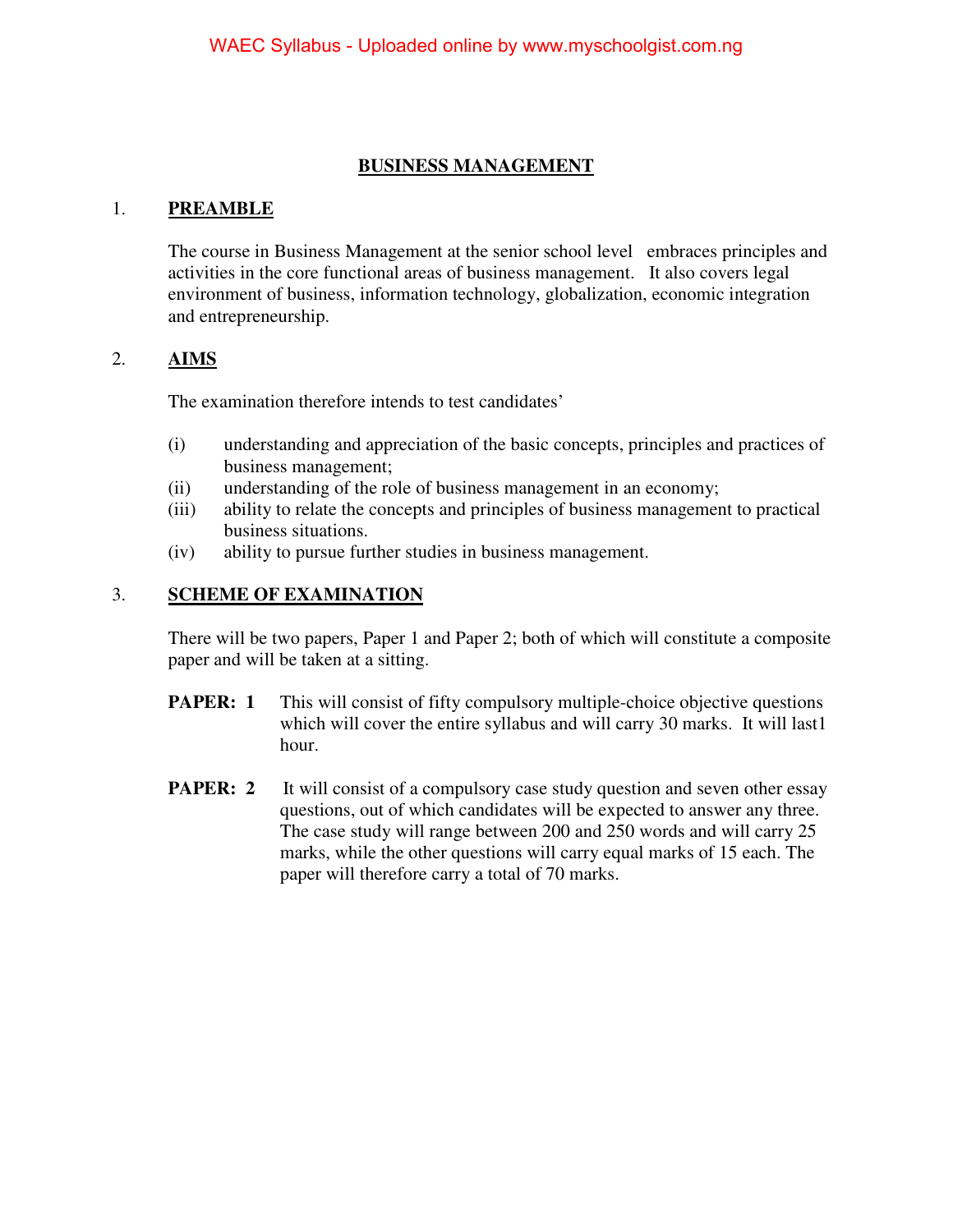# BUSINESS MANAGEMENT

## 1. PREAMBLE

The course in Business Management at the senior school level embraces principles and activities in the core functional areas of business management. It also covers legal environment of business, information technology, globalization, economic integration and entrepreneurship.

## 2. AIMS

The examination therefore intends to test candidates'

- (i) understanding and appreciation of the basic concepts, principles and practices of business management;
- (ii) understanding of the role of business management in an economy;
- (iii) ability to relate the concepts and principles of business management to practical business situations.
- (iv) ability to pursue further studies in business management.

## 3. SCHEME OF EXAMINATION

There will be two papers, Paper 1 and Paper 2; both of which will constitute a composite paper and will be taken at a sitting.

**PAPER: 1** This will consist of fifty compulsory multiple-choice objective questions which will cover the entire syllabus and will carry 30 marks. It will last1 hour.

**PAPER: 2** It will consist of a compulsory case study question and seven other essay questions, out of which candidates will be expected to answer any three. The case study will range between 200 and 250 words and will carry 25 marks, while the other questions will carry equal marks of 15 each. The paper will therefore carry a total of 70 marks.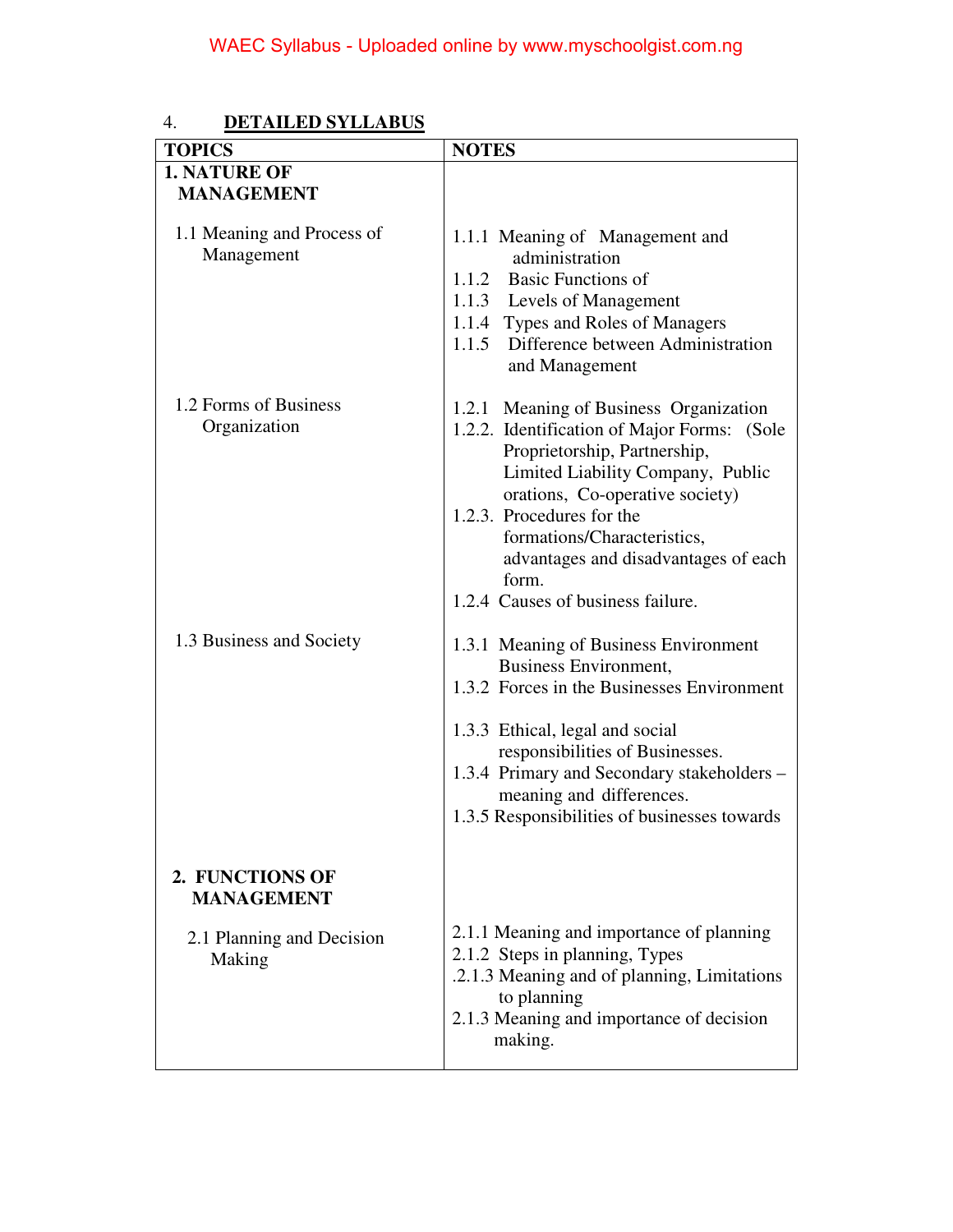## 4. DETAILED SYLLABUS

| TOPICS | NOTES |
|---|---|
| **1. NATURE OF MANAGEMENT** | |
| 1.1 Meaning and Process of Management | 1.1.1 Meaning of Management and administration<br>1.1.2 Basic Functions of<br>1.1.3 Levels of Management<br>1.1.4 Types and Roles of Managers<br>1.1.5 Difference between Administration and Management |
| 1.2 Forms of Business Organization | 1.2.1 Meaning of Business Organization<br>1.2.2. Identification of Major Forms: (Sole Proprietorship, Partnership, Limited Liability Company, Public orations, Co-operative society)<br>1.2.3. Procedures for the formations/Characteristics, advantages and disadvantages of each form.<br>1.2.4 Causes of business failure. |
| 1.3 Business and Society | 1.3.1 Meaning of Business Environment Business Environment,<br>1.3.2 Forces in the Businesses Environment<br><br>1.3.3 Ethical, legal and social responsibilities of Businesses.<br>1.3.4 Primary and Secondary stakeholders – meaning and differences.<br>1.3.5 Responsibilities of businesses towards |
| **2. FUNCTIONS OF MANAGEMENT** | |
| 2.1 Planning and Decision Making | 2.1.1 Meaning and importance of planning<br>2.1.2 Steps in planning, Types<br>.2.1.3 Meaning and of planning, Limitations to planning<br>2.1.3 Meaning and importance of decision making. |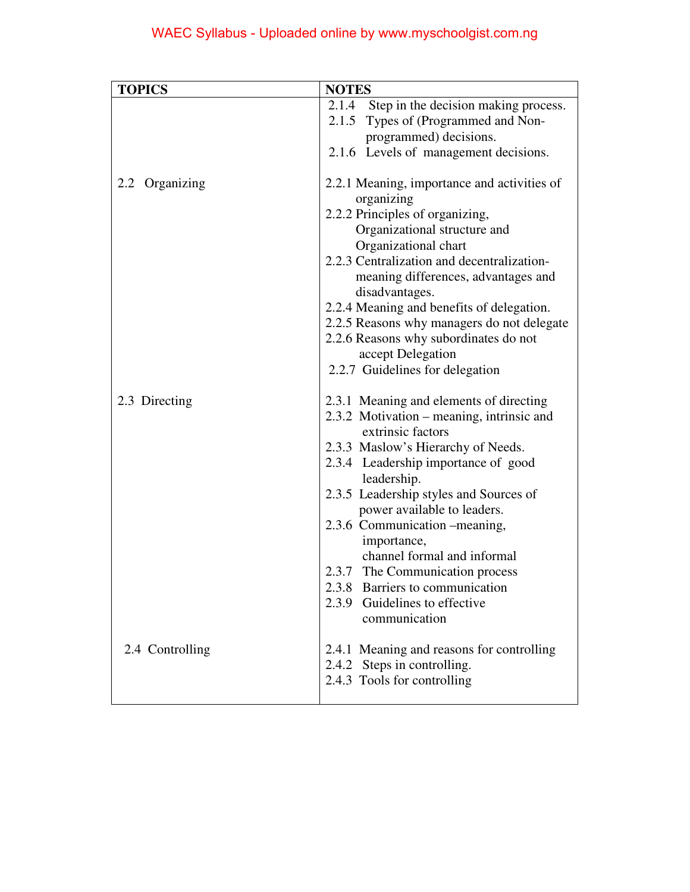| TOPICS | NOTES |
|---|---|
| | 2.1.4 Step in the decision making process.<br>2.1.5 Types of (Programmed and Non-programmed) decisions.<br>2.1.6 Levels of management decisions. |
| 2.2 Organizing | 2.2.1 Meaning, importance and activities of organizing<br>2.2.2 Principles of organizing, Organizational structure and Organizational chart<br>2.2.3 Centralization and decentralization- meaning differences, advantages and disadvantages.<br>2.2.4 Meaning and benefits of delegation.<br>2.2.5 Reasons why managers do not delegate<br>2.2.6 Reasons why subordinates do not accept Delegation<br>2.2.7 Guidelines for delegation |
| 2.3 Directing | 2.3.1 Meaning and elements of directing<br>2.3.2 Motivation – meaning, intrinsic and extrinsic factors<br>2.3.3 Maslow's Hierarchy of Needs.<br>2.3.4 Leadership importance of good leadership.<br>2.3.5 Leadership styles and Sources of power available to leaders.<br>2.3.6 Communication –meaning, importance, channel formal and informal<br>2.3.7 The Communication process<br>2.3.8 Barriers to communication<br>2.3.9 Guidelines to effective communication |
| 2.4 Controlling | 2.4.1 Meaning and reasons for controlling<br>2.4.2 Steps in controlling.<br>2.4.3 Tools for controlling |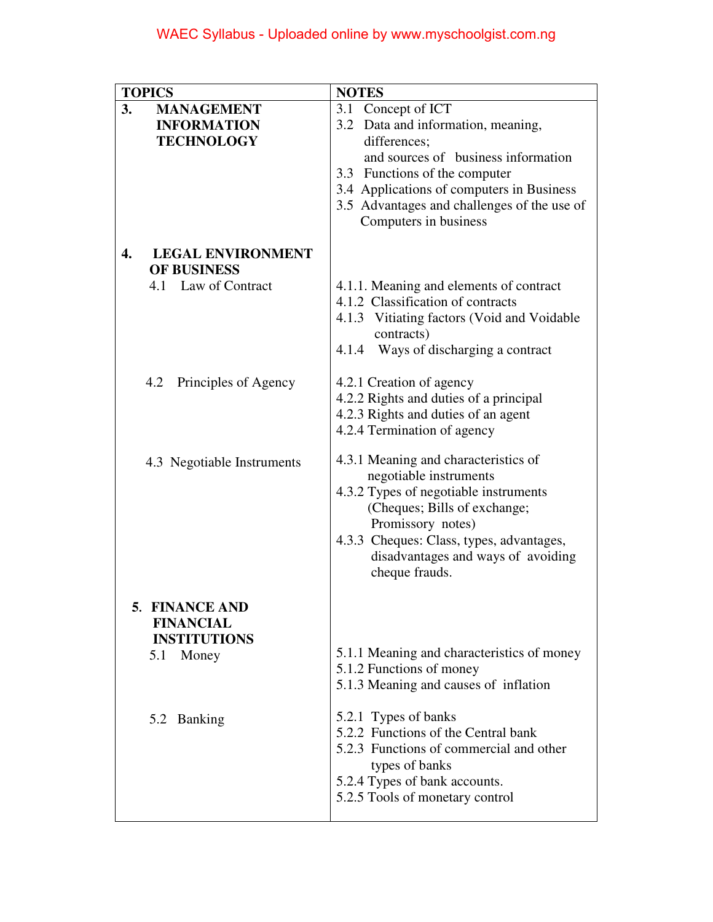| TOPICS | NOTES |
|---|---|
| **3. MANAGEMENT INFORMATION TECHNOLOGY** | 3.1 Concept of ICT<br>3.2 Data and information, meaning, differences; and sources of business information<br>3.3 Functions of the computer<br>3.4 Applications of computers in Business<br>3.5 Advantages and challenges of the use of Computers in business |
| **4. LEGAL ENVIRONMENT OF BUSINESS** | |
| 4.1 Law of Contract | 4.1.1. Meaning and elements of contract<br>4.1.2 Classification of contracts<br>4.1.3 Vitiating factors (Void and Voidable contracts)<br>4.1.4 Ways of discharging a contract |
| 4.2 Principles of Agency | 4.2.1 Creation of agency<br>4.2.2 Rights and duties of a principal<br>4.2.3 Rights and duties of an agent<br>4.2.4 Termination of agency |
| 4.3 Negotiable Instruments | 4.3.1 Meaning and characteristics of negotiable instruments<br>4.3.2 Types of negotiable instruments (Cheques; Bills of exchange; Promissory notes)<br>4.3.3 Cheques: Class, types, advantages, disadvantages and ways of avoiding cheque frauds. |
| **5. FINANCE AND FINANCIAL INSTITUTIONS** | |
| 5.1 Money | 5.1.1 Meaning and characteristics of money<br>5.1.2 Functions of money<br>5.1.3 Meaning and causes of inflation |
| 5.2 Banking | 5.2.1 Types of banks<br>5.2.2 Functions of the Central bank<br>5.2.3 Functions of commercial and other types of banks<br>5.2.4 Types of bank accounts.<br>5.2.5 Tools of monetary control |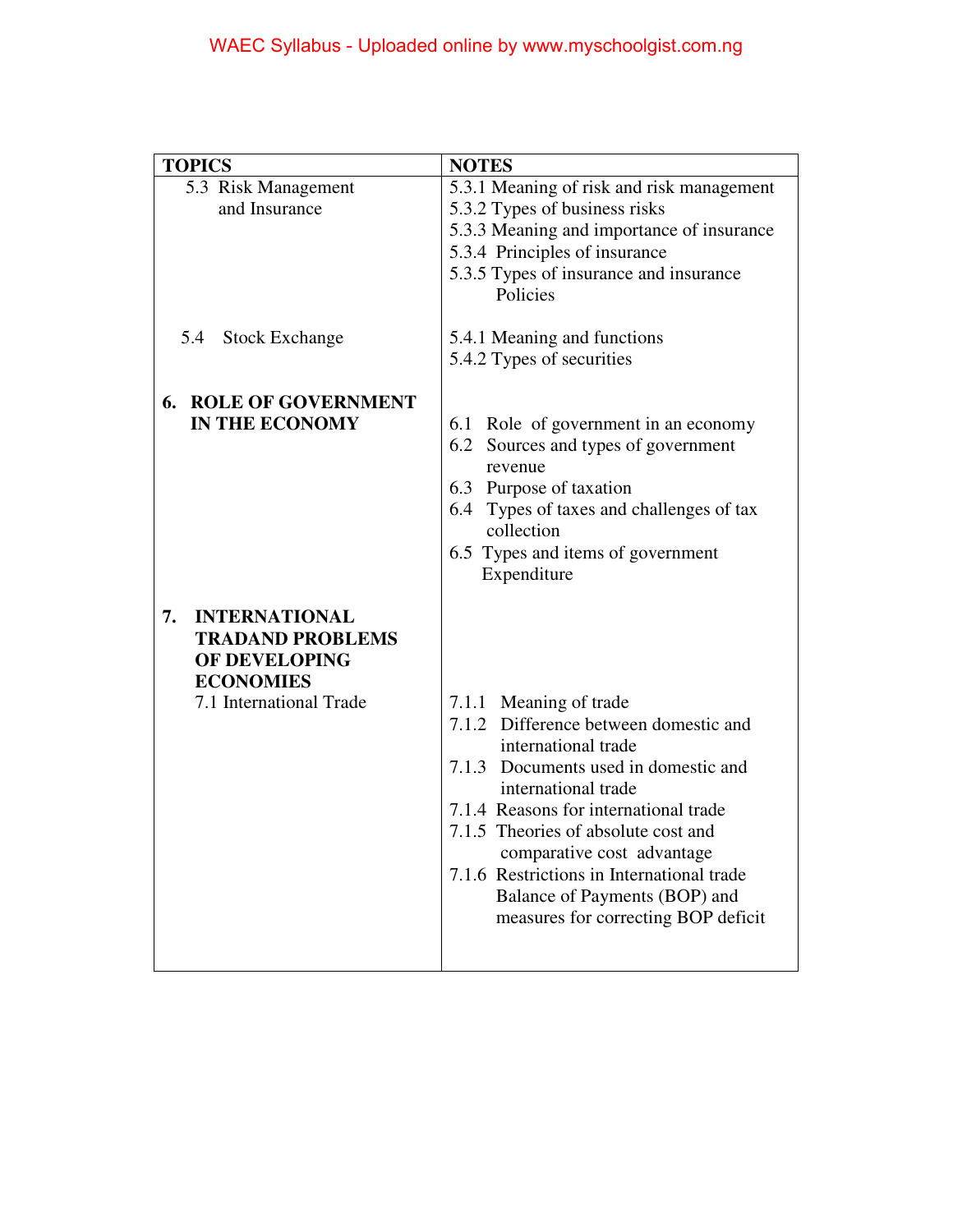| TOPICS | NOTES |
| --- | --- |
| 5.3 Risk Management and Insurance | 5.3.1 Meaning of risk and risk management<br>5.3.2 Types of business risks<br>5.3.3 Meaning and importance of insurance<br>5.3.4 Principles of insurance<br>5.3.5 Types of insurance and insurance Policies |
| 5.4 Stock Exchange | 5.4.1 Meaning and functions<br>5.4.2 Types of securities |
| **6. ROLE OF GOVERNMENT IN THE ECONOMY** | 6.1 Role of government in an economy<br>6.2 Sources and types of government revenue<br>6.3 Purpose of taxation<br>6.4 Types of taxes and challenges of tax collection<br>6.5 Types and items of government Expenditure |
| **7. INTERNATIONAL TRADAND PROBLEMS OF DEVELOPING ECONOMIES**<br>7.1 International Trade | 7.1.1 Meaning of trade<br>7.1.2 Difference between domestic and international trade<br>7.1.3 Documents used in domestic and international trade<br>7.1.4 Reasons for international trade<br>7.1.5 Theories of absolute cost and comparative cost advantage<br>7.1.6 Restrictions in International trade Balance of Payments (BOP) and measures for correcting BOP deficit |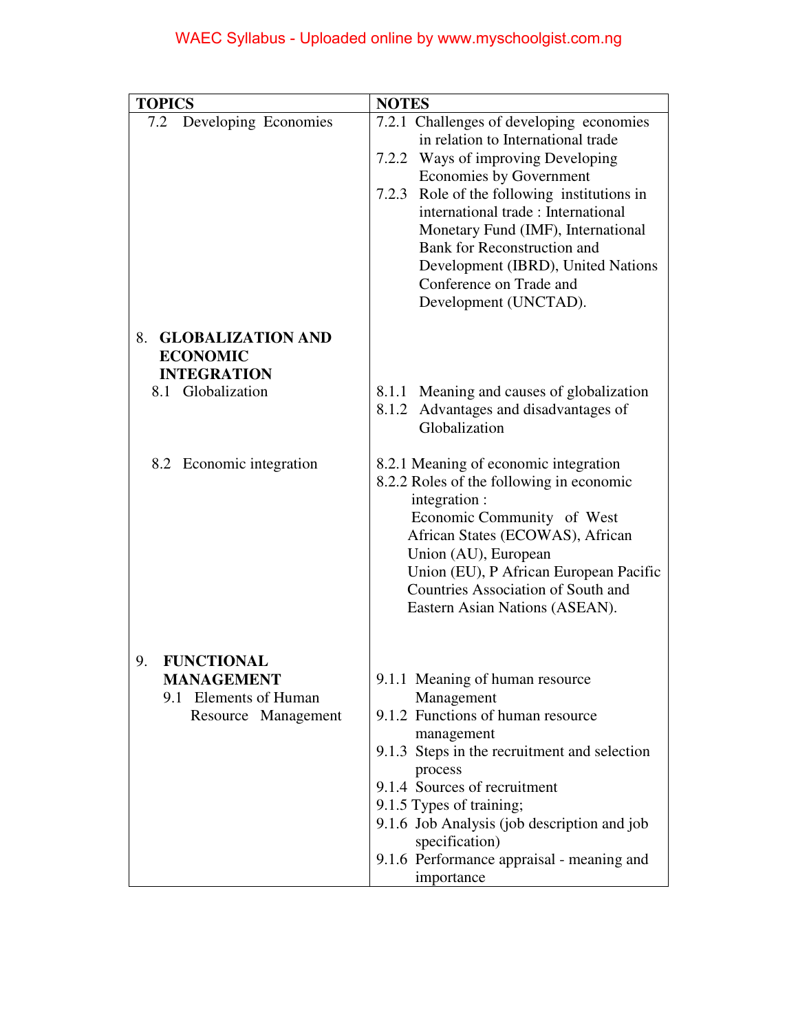| TOPICS | NOTES |
|---|---|
| 7.2 Developing Economies | 7.2.1 Challenges of developing economies in relation to International trade<br>7.2.2 Ways of improving Developing Economies by Government<br>7.2.3 Role of the following institutions in international trade : International Monetary Fund (IMF), International Bank for Reconstruction and Development (IBRD), United Nations Conference on Trade and Development (UNCTAD). |
| 8. **GLOBALIZATION AND ECONOMIC INTEGRATION**<br>8.1 Globalization | 8.1.1 Meaning and causes of globalization<br>8.1.2 Advantages and disadvantages of Globalization |
| 8.2 Economic integration | 8.2.1 Meaning of economic integration<br>8.2.2 Roles of the following in economic integration :<br>Economic Community of West African States (ECOWAS), African Union (AU), European Union (EU), P African European Pacific Countries Association of South and Eastern Asian Nations (ASEAN). |
| 9. **FUNCTIONAL MANAGEMENT**<br>9.1 Elements of Human Resource Management | 9.1.1 Meaning of human resource Management<br>9.1.2 Functions of human resource management<br>9.1.3 Steps in the recruitment and selection process<br>9.1.4 Sources of recruitment<br>9.1.5 Types of training;<br>9.1.6 Job Analysis (job description and job specification)<br>9.1.6 Performance appraisal - meaning and importance |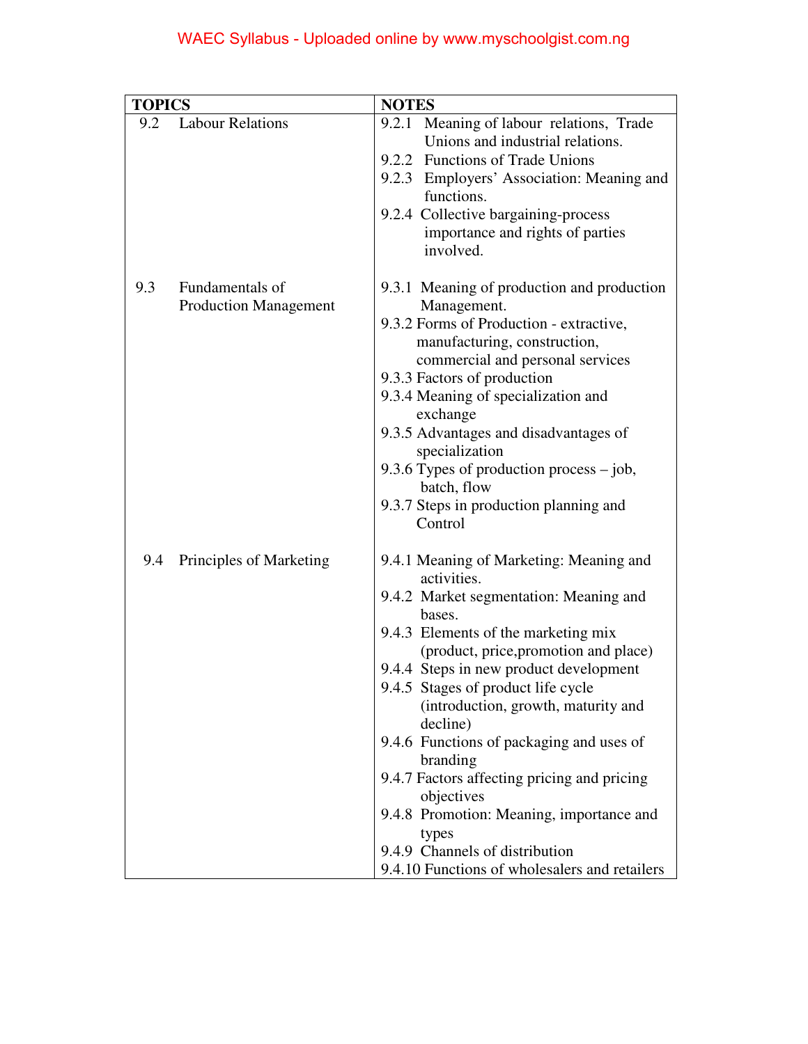| TOPICS | NOTES |
|---|---|
| 9.2 Labour Relations | 9.2.1 Meaning of labour relations, Trade Unions and industrial relations.<br>9.2.2 Functions of Trade Unions<br>9.2.3 Employers' Association: Meaning and functions.<br>9.2.4 Collective bargaining-process importance and rights of parties involved. |
| 9.3 Fundamentals of Production Management | 9.3.1 Meaning of production and production Management.<br>9.3.2 Forms of Production - extractive, manufacturing, construction, commercial and personal services<br>9.3.3 Factors of production<br>9.3.4 Meaning of specialization and exchange<br>9.3.5 Advantages and disadvantages of specialization<br>9.3.6 Types of production process – job, batch, flow<br>9.3.7 Steps in production planning and Control |
| 9.4 Principles of Marketing | 9.4.1 Meaning of Marketing: Meaning and activities.<br>9.4.2 Market segmentation: Meaning and bases.<br>9.4.3 Elements of the marketing mix (product, price,promotion and place)<br>9.4.4 Steps in new product development<br>9.4.5 Stages of product life cycle (introduction, growth, maturity and decline)<br>9.4.6 Functions of packaging and uses of branding<br>9.4.7 Factors affecting pricing and pricing objectives<br>9.4.8 Promotion: Meaning, importance and types<br>9.4.9 Channels of distribution<br>9.4.10 Functions of wholesalers and retailers |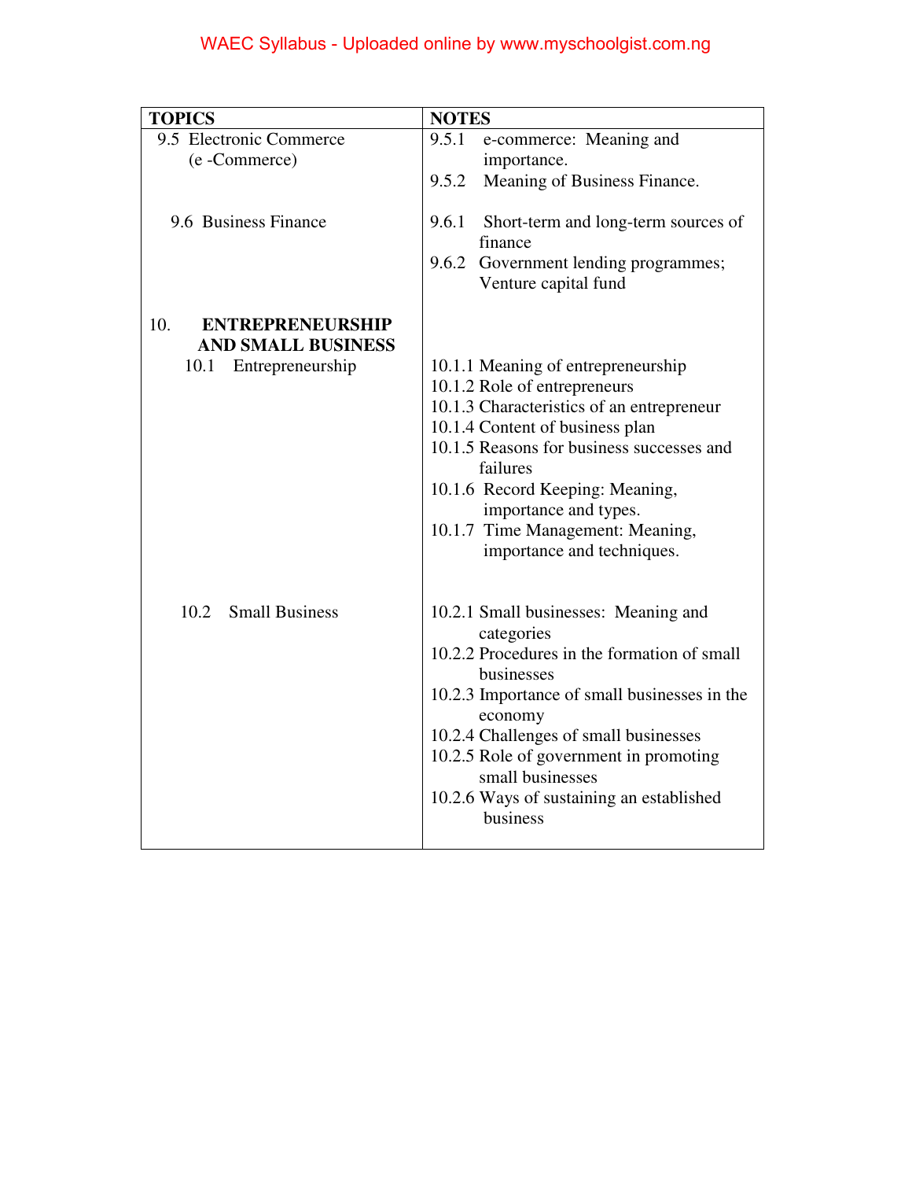| TOPICS | NOTES |
| --- | --- |
| 9.5 Electronic Commerce (e -Commerce) | 9.5.1 e-commerce: Meaning and importance.<br>9.5.2 Meaning of Business Finance. |
| 9.6 Business Finance | 9.6.1 Short-term and long-term sources of finance<br>9.6.2 Government lending programmes; Venture capital fund |
| 10. **ENTREPRENEURSHIP AND SMALL BUSINESS** | |
| 10.1 Entrepreneurship | 10.1.1 Meaning of entrepreneurship<br>10.1.2 Role of entrepreneurs<br>10.1.3 Characteristics of an entrepreneur<br>10.1.4 Content of business plan<br>10.1.5 Reasons for business successes and failures<br>10.1.6 Record Keeping: Meaning, importance and types.<br>10.1.7 Time Management: Meaning, importance and techniques. |
| 10.2 Small Business | 10.2.1 Small businesses: Meaning and categories<br>10.2.2 Procedures in the formation of small businesses<br>10.2.3 Importance of small businesses in the economy<br>10.2.4 Challenges of small businesses<br>10.2.5 Role of government in promoting small businesses<br>10.2.6 Ways of sustaining an established business |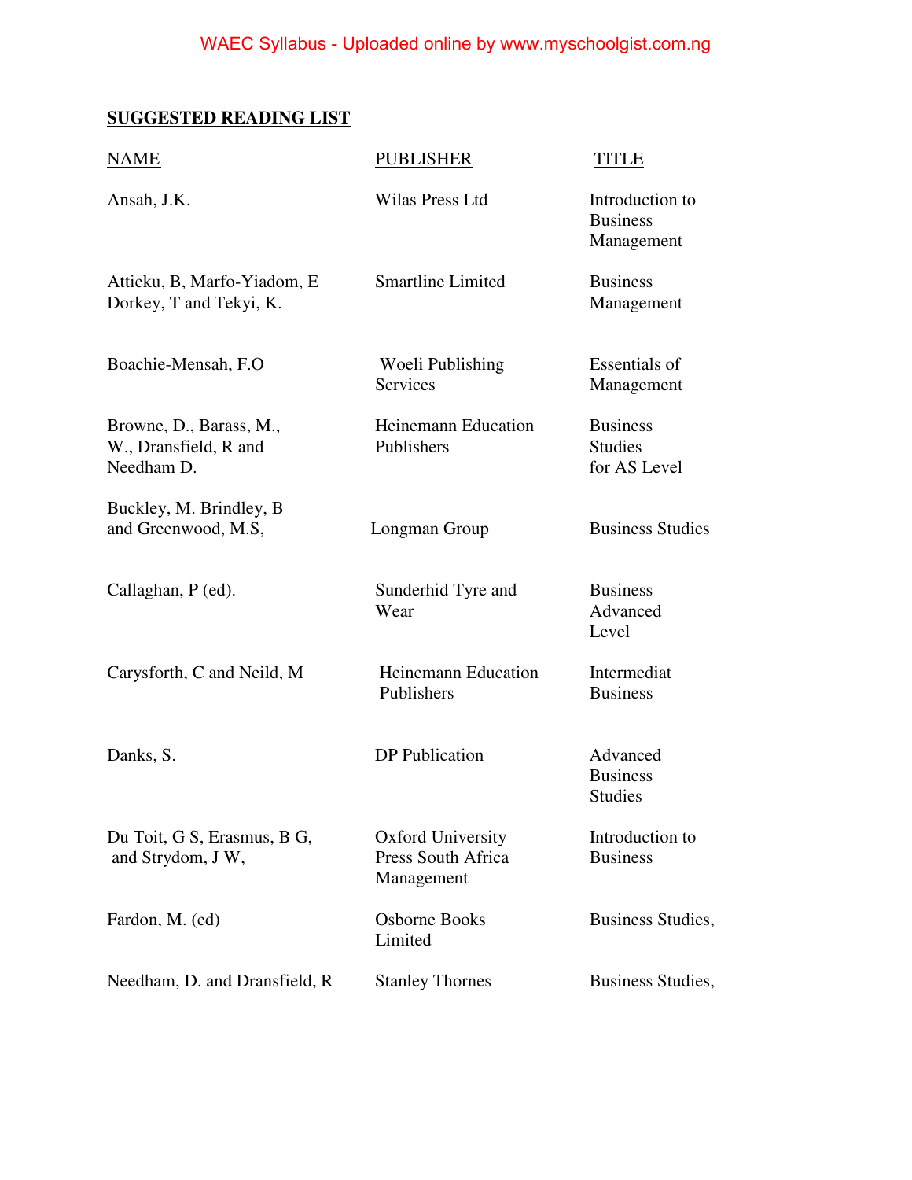## SUGGESTED READING LIST

| NAME | PUBLISHER | TITLE |
|---|---|---|
| Ansah, J.K. | Wilas Press Ltd | Introduction to Business Management |
| Attieku, B, Marfo-Yiadom, E Dorkey, T and Tekyi, K. | Smartline Limited | Business Management |
| Boachie-Mensah, F.O | Woeli Publishing Services | Essentials of Management |
| Browne, D., Barass, M., W., Dransfield, R and Needham D. | Heinemann Education Publishers | Business Studies for AS Level |
| Buckley, M. Brindley, B and Greenwood, M.S, | Longman Group | Business Studies |
| Callaghan, P (ed). | Sunderhid Tyre and Wear | Business Advanced Level |
| Carysforth, C and Neild, M | Heinemann Education Publishers | Intermediat Business |
| Danks, S. | DP Publication | Advanced Business Studies |
| Du Toit, G S, Erasmus, B G, and Strydom, J W, | Oxford University Press South Africa Management | Introduction to Business |
| Fardon, M. (ed) | Osborne Books Limited | Business Studies, |
| Needham, D. and Dransfield, R | Stanley Thornes | Business Studies, |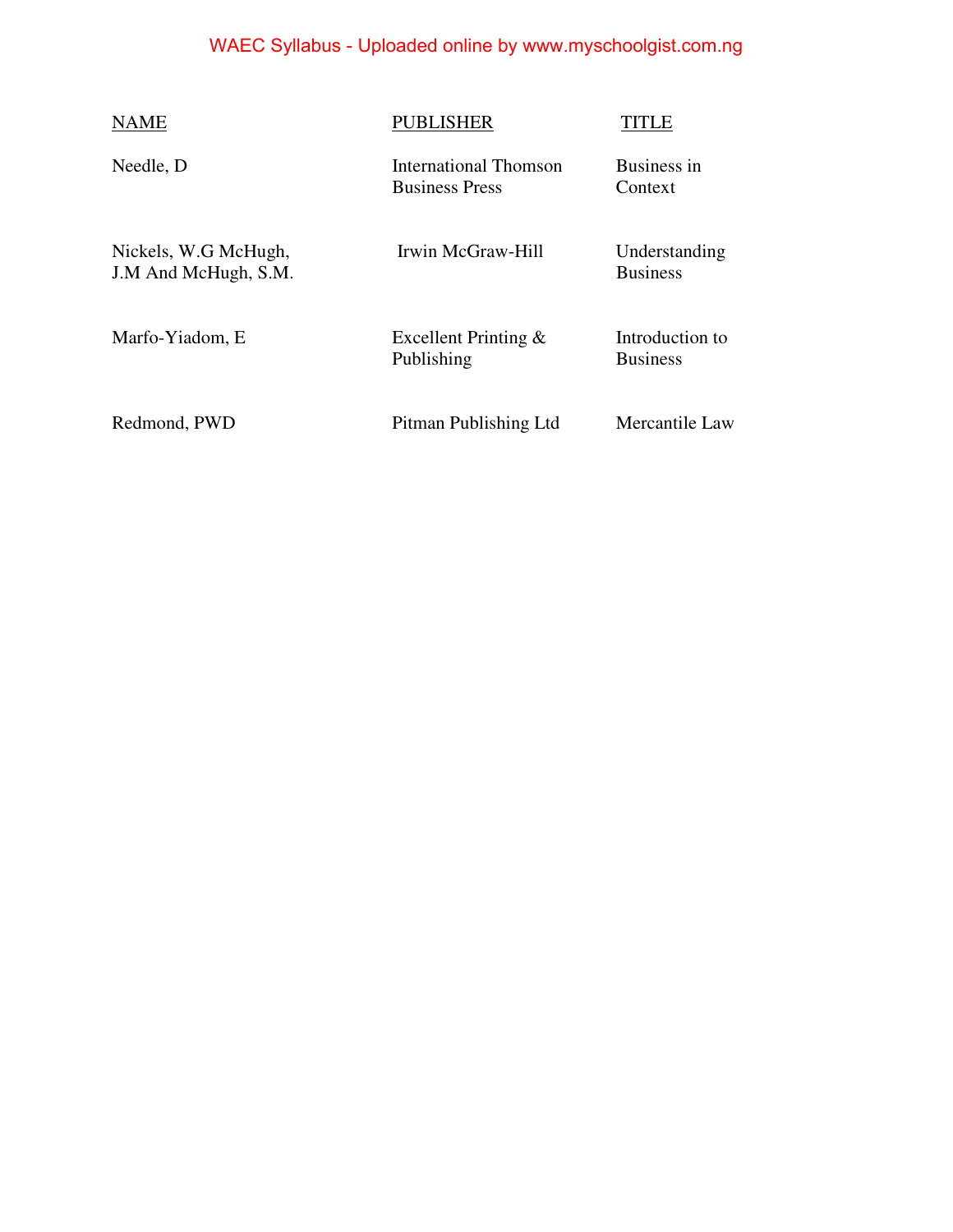| NAME | PUBLISHER | TITLE |
| --- | --- | --- |
| Needle, D | International Thomson Business Press | Business in Context |
| Nickels, W.G McHugh, J.M And McHugh, S.M. | Irwin McGraw-Hill | Understanding Business |
| Marfo-Yiadom, E | Excellent Printing & Publishing | Introduction to Business |
| Redmond, PWD | Pitman Publishing Ltd | Mercantile Law |